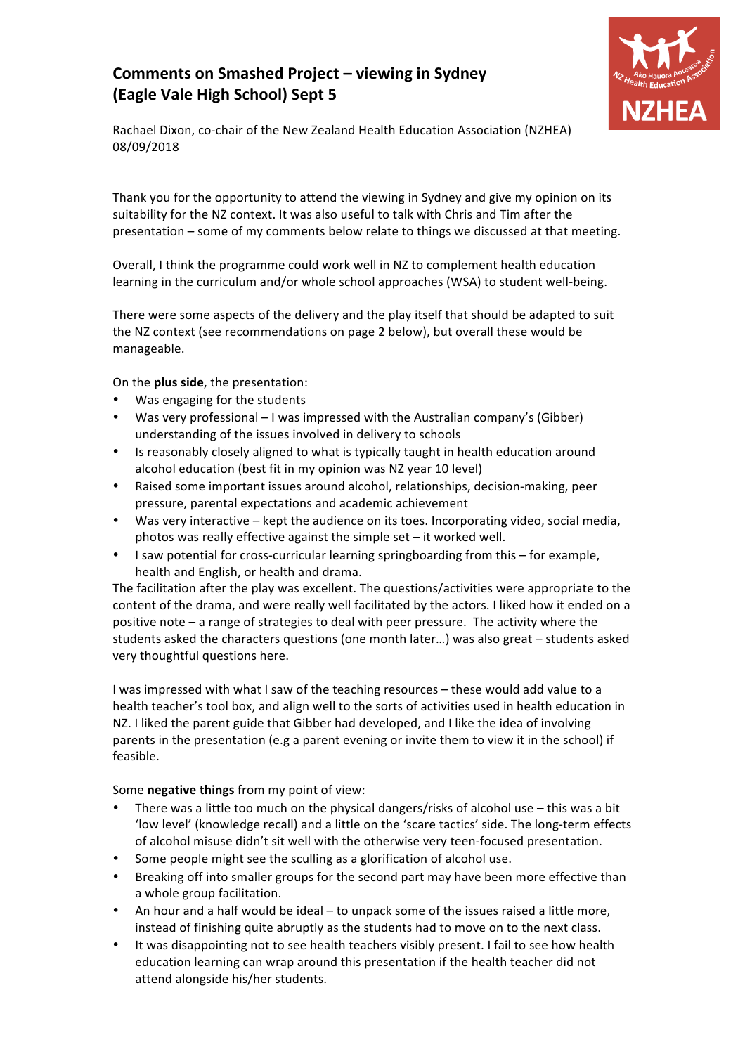# Comments on Smashed Project – viewing in Sydney (Eagle Vale High School) Sept 5

Rachael Dixon, co-chair of the New Zealand Health Education Association (NZHEA)
08/09/2018

Thank you for the opportunity to attend the viewing in Sydney and give my opinion on its suitability for the NZ context. It was also useful to talk with Chris and Tim after the presentation – some of my comments below relate to things we discussed at that meeting.

Overall, I think the programme could work well in NZ to complement health education learning in the curriculum and/or whole school approaches (WSA) to student well-being.

There were some aspects of the delivery and the play itself that should be adapted to suit the NZ context (see recommendations on page 2 below), but overall these would be manageable.

On the **plus side**, the presentation:

- Was engaging for the students
- Was very professional – I was impressed with the Australian company's (Gibber) understanding of the issues involved in delivery to schools
- Is reasonably closely aligned to what is typically taught in health education around alcohol education (best fit in my opinion was NZ year 10 level)
- Raised some important issues around alcohol, relationships, decision-making, peer pressure, parental expectations and academic achievement
- Was very interactive – kept the audience on its toes. Incorporating video, social media, photos was really effective against the simple set – it worked well.
- I saw potential for cross-curricular learning springboarding from this – for example, health and English, or health and drama.

The facilitation after the play was excellent. The questions/activities were appropriate to the content of the drama, and were really well facilitated by the actors. I liked how it ended on a positive note – a range of strategies to deal with peer pressure. The activity where the students asked the characters questions (one month later…) was also great – students asked very thoughtful questions here.

I was impressed with what I saw of the teaching resources – these would add value to a health teacher's tool box, and align well to the sorts of activities used in health education in NZ. I liked the parent guide that Gibber had developed, and I like the idea of involving parents in the presentation (e.g a parent evening or invite them to view it in the school) if feasible.

Some **negative things** from my point of view:

- There was a little too much on the physical dangers/risks of alcohol use – this was a bit 'low level' (knowledge recall) and a little on the 'scare tactics' side. The long-term effects of alcohol misuse didn't sit well with the otherwise very teen-focused presentation.
- Some people might see the sculling as a glorification of alcohol use.
- Breaking off into smaller groups for the second part may have been more effective than a whole group facilitation.
- An hour and a half would be ideal – to unpack some of the issues raised a little more, instead of finishing quite abruptly as the students had to move on to the next class.
- It was disappointing not to see health teachers visibly present. I fail to see how health education learning can wrap around this presentation if the health teacher did not attend alongside his/her students.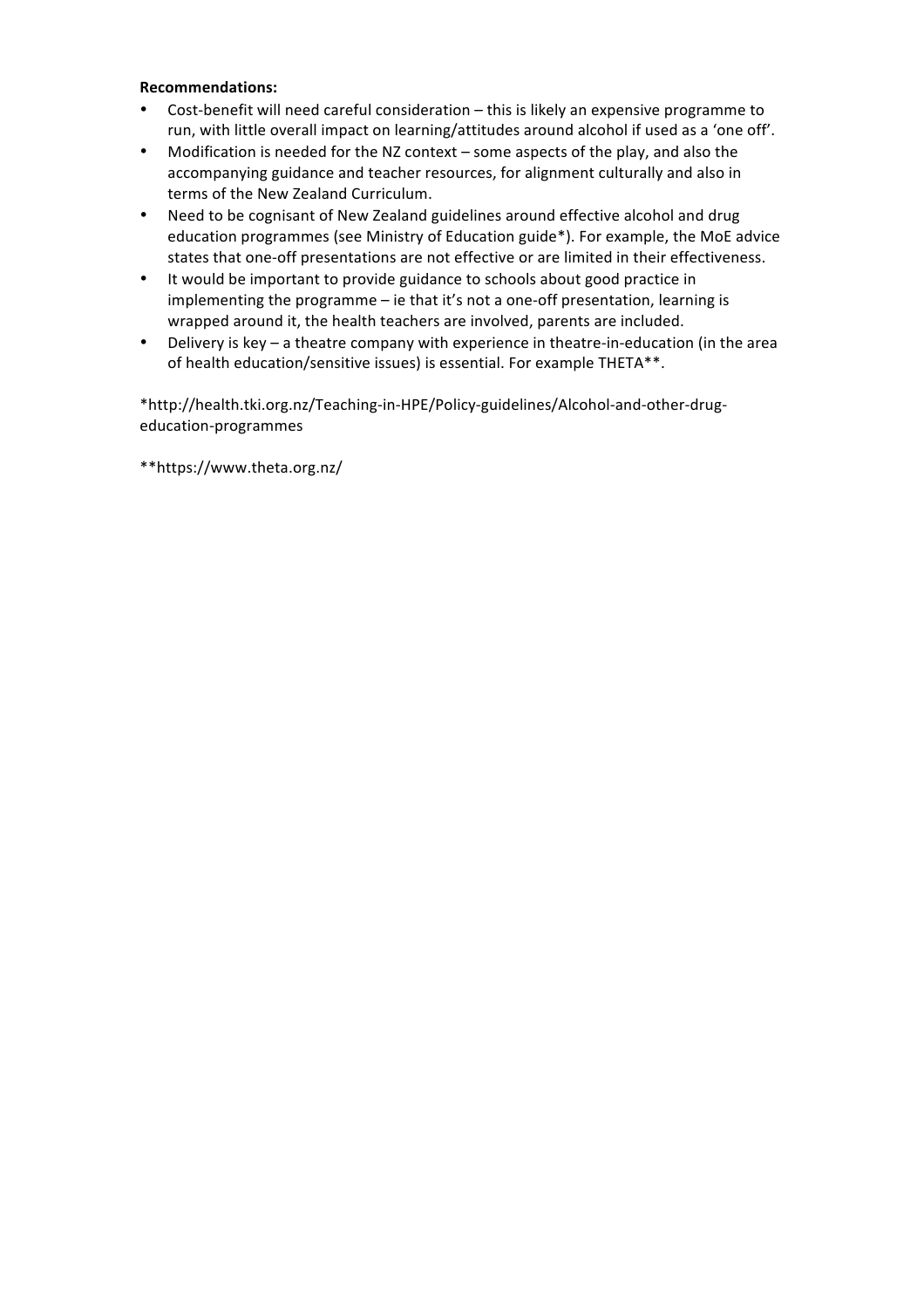**Recommendations:**

- Cost-benefit will need careful consideration – this is likely an expensive programme to run, with little overall impact on learning/attitudes around alcohol if used as a 'one off'.
- Modification is needed for the NZ context – some aspects of the play, and also the accompanying guidance and teacher resources, for alignment culturally and also in terms of the New Zealand Curriculum.
- Need to be cognisant of New Zealand guidelines around effective alcohol and drug education programmes (see Ministry of Education guide*). For example, the MoE advice states that one-off presentations are not effective or are limited in their effectiveness.
- It would be important to provide guidance to schools about good practice in implementing the programme – ie that it's not a one-off presentation, learning is wrapped around it, the health teachers are involved, parents are included.
- Delivery is key – a theatre company with experience in theatre-in-education (in the area of health education/sensitive issues) is essential. For example THETA**.

*http://health.tki.org.nz/Teaching-in-HPE/Policy-guidelines/Alcohol-and-other-drug-education-programmes

**https://www.theta.org.nz/